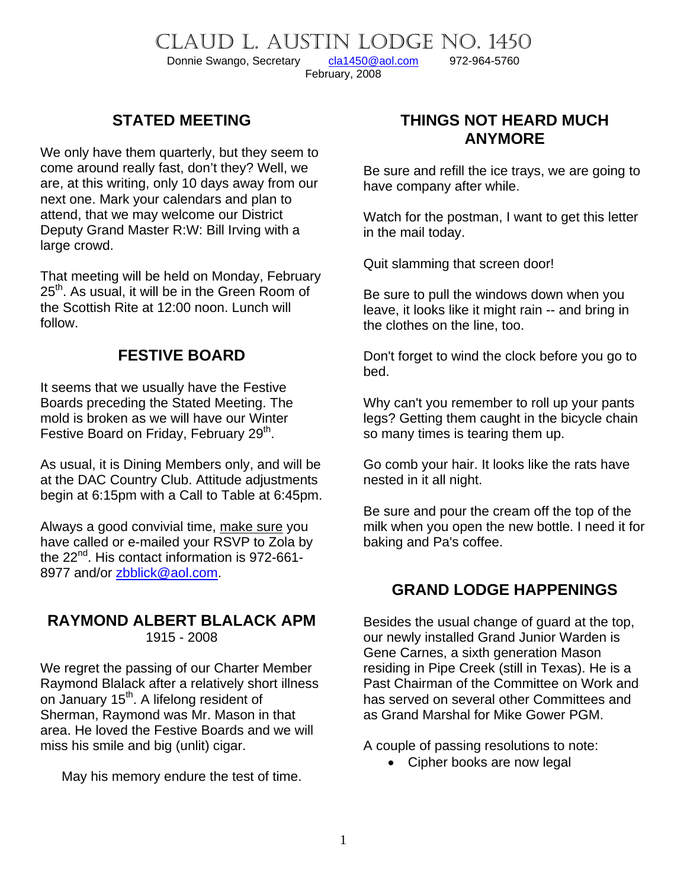# CLAUD L. AUSTIN LODGE NO. 1450

Donnie Swango, Secretary    cla1450@aol.com    972-964-5760

February, 2008

## STATED MEETING

We only have them quarterly, but they seem to come around really fast, don't they? Well, we are, at this writing, only 10 days away from our next one. Mark your calendars and plan to attend, that we may welcome our District Deputy Grand Master R:W: Bill Irving with a large crowd.

That meeting will be held on Monday, February 25th. As usual, it will be in the Green Room of the Scottish Rite at 12:00 noon. Lunch will follow.

## FESTIVE BOARD

It seems that we usually have the Festive Boards preceding the Stated Meeting. The mold is broken as we will have our Winter Festive Board on Friday, February 29th.

As usual, it is Dining Members only, and will be at the DAC Country Club. Attitude adjustments begin at 6:15pm with a Call to Table at 6:45pm.

Always a good convivial time, make sure you have called or e-mailed your RSVP to Zola by the 22nd. His contact information is 972-661-8977 and/or zbblick@aol.com.

## RAYMOND ALBERT BLALACK APM

1915 - 2008

We regret the passing of our Charter Member Raymond Blalack after a relatively short illness on January 15th. A lifelong resident of Sherman, Raymond was Mr. Mason in that area. He loved the Festive Boards and we will miss his smile and big (unlit) cigar.

May his memory endure the test of time.

## THINGS NOT HEARD MUCH ANYMORE

Be sure and refill the ice trays, we are going to have company after while.

Watch for the postman, I want to get this letter in the mail today.

Quit slamming that screen door!

Be sure to pull the windows down when you leave, it looks like it might rain -- and bring in the clothes on the line, too.

Don't forget to wind the clock before you go to bed.

Why can't you remember to roll up your pants legs? Getting them caught in the bicycle chain so many times is tearing them up.

Go comb your hair. It looks like the rats have nested in it all night.

Be sure and pour the cream off the top of the milk when you open the new bottle. I need it for baking and Pa's coffee.

## GRAND LODGE HAPPENINGS

Besides the usual change of guard at the top, our newly installed Grand Junior Warden is Gene Carnes, a sixth generation Mason residing in Pipe Creek (still in Texas). He is a Past Chairman of the Committee on Work and has served on several other Committees and as Grand Marshal for Mike Gower PGM.

A couple of passing resolutions to note:

- Cipher books are now legal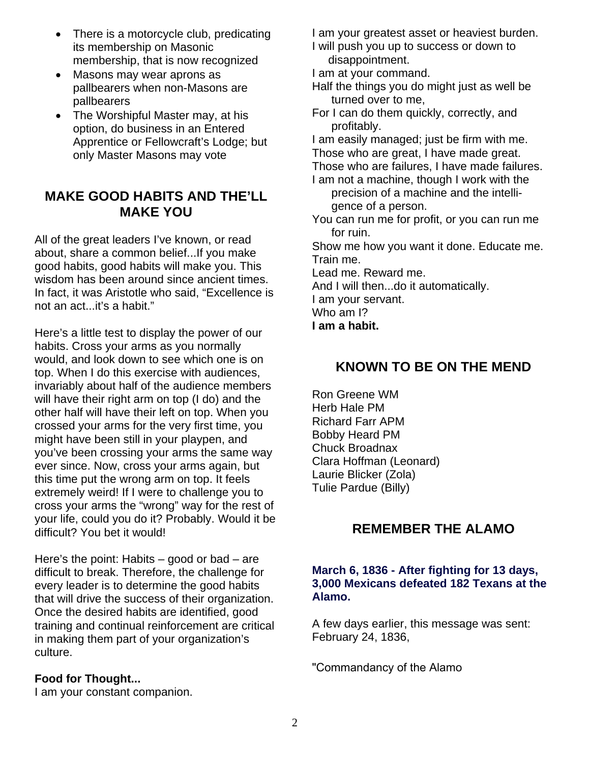- There is a motorcycle club, predicating its membership on Masonic membership, that is now recognized
- Masons may wear aprons as pallbearers when non-Masons are pallbearers
- The Worshipful Master may, at his option, do business in an Entered Apprentice or Fellowcraft's Lodge; but only Master Masons may vote

## MAKE GOOD HABITS AND THE'LL MAKE YOU

All of the great leaders I've known, or read about, share a common belief...If you make good habits, good habits will make you. This wisdom has been around since ancient times. In fact, it was Aristotle who said, "Excellence is not an act...it's a habit."

Here's a little test to display the power of our habits. Cross your arms as you normally would, and look down to see which one is on top. When I do this exercise with audiences, invariably about half of the audience members will have their right arm on top (I do) and the other half will have their left on top. When you crossed your arms for the very first time, you might have been still in your playpen, and you've been crossing your arms the same way ever since. Now, cross your arms again, but this time put the wrong arm on top. It feels extremely weird! If I were to challenge you to cross your arms the "wrong" way for the rest of your life, could you do it? Probably. Would it be difficult? You bet it would!

Here's the point: Habits – good or bad – are difficult to break. Therefore, the challenge for every leader is to determine the good habits that will drive the success of their organization. Once the desired habits are identified, good training and continual reinforcement are critical in making them part of your organization's culture.

**Food for Thought...**

I am your constant companion.
I am your greatest asset or heaviest burden.
I will push you up to success or down to disappointment.
I am at your command.
Half the things you do might just as well be turned over to me,
For I can do them quickly, correctly, and profitably.
I am easily managed; just be firm with me.
Those who are great, I have made great.
Those who are failures, I have made failures.
I am not a machine, though I work with the precision of a machine and the intelligence of a person.
You can run me for profit, or you can run me for ruin.
Show me how you want it done. Educate me.
Train me.
Lead me. Reward me.
And I will then...do it automatically.
I am your servant.
Who am I?
**I am a habit.**

## KNOWN TO BE ON THE MEND

Ron Greene WM
Herb Hale PM
Richard Farr APM
Bobby Heard PM
Chuck Broadnax
Clara Hoffman (Leonard)
Laurie Blicker (Zola)
Tulie Pardue (Billy)

## REMEMBER THE ALAMO

**March 6, 1836 - After fighting for 13 days, 3,000 Mexicans defeated 182 Texans at the Alamo.**

A few days earlier, this message was sent: February 24, 1836,

"Commandancy of the Alamo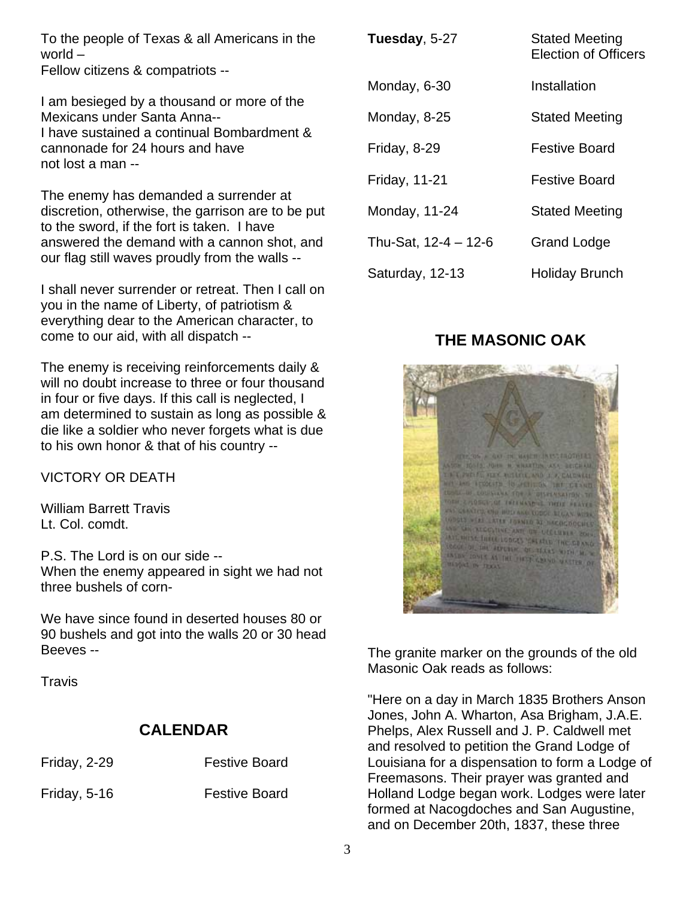To the people of Texas & all Americans in the world –
Fellow citizens & compatriots --

I am besieged by a thousand or more of the Mexicans under Santa Anna--
I have sustained a continual Bombardment & cannonade for 24 hours and have not lost a man --

The enemy has demanded a surrender at discretion, otherwise, the garrison are to be put to the sword, if the fort is taken. I have answered the demand with a cannon shot, and our flag still waves proudly from the walls --

I shall never surrender or retreat. Then I call on you in the name of Liberty, of patriotism & everything dear to the American character, to come to our aid, with all dispatch --

The enemy is receiving reinforcements daily & will no doubt increase to three or four thousand in four or five days. If this call is neglected, I am determined to sustain as long as possible & die like a soldier who never forgets what is due to his own honor & that of his country --

VICTORY OR DEATH

William Barrett Travis
Lt. Col. comdt.

P.S. The Lord is on our side --
When the enemy appeared in sight we had not three bushels of corn-

We have since found in deserted houses 80 or 90 bushels and got into the walls 20 or 30 head Beeves --

Travis

## CALENDAR

| | |
|---|---|
| Friday, 2-29 | Festive Board |
| Friday, 5-16 | Festive Board |
| **Tuesday**, 5-27 | Stated Meeting Election of Officers |
| Monday, 6-30 | Installation |
| Monday, 8-25 | Stated Meeting |
| Friday, 8-29 | Festive Board |
| Friday, 11-21 | Festive Board |
| Monday, 11-24 | Stated Meeting |
| Thu-Sat, 12-4 – 12-6 | Grand Lodge |
| Saturday, 12-13 | Holiday Brunch |

## THE MASONIC OAK

The granite marker on the grounds of the old Masonic Oak reads as follows:

"Here on a day in March 1835 Brothers Anson Jones, John A. Wharton, Asa Brigham, J.A.E. Phelps, Alex Russell and J. P. Caldwell met and resolved to petition the Grand Lodge of Louisiana for a dispensation to form a Lodge of Freemasons. Their prayer was granted and Holland Lodge began work. Lodges were later formed at Nacogdoches and San Augustine, and on December 20th, 1837, these three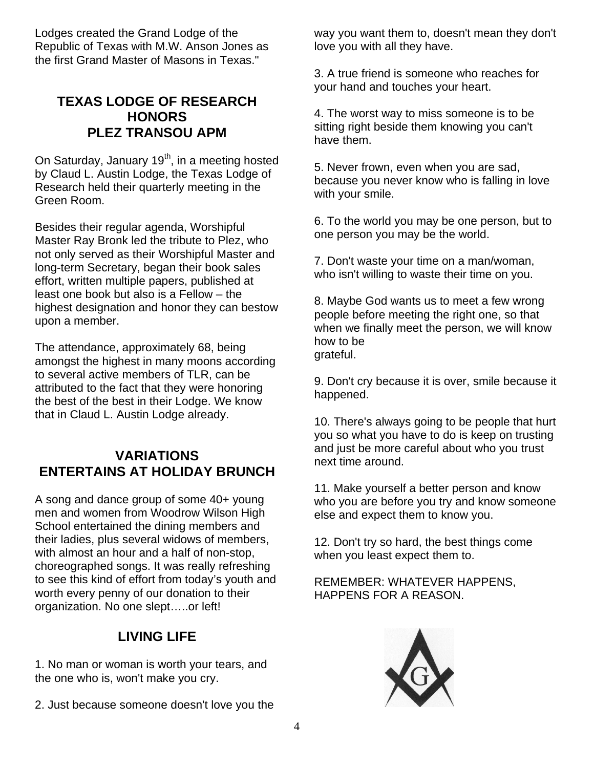Lodges created the Grand Lodge of the Republic of Texas with M.W. Anson Jones as the first Grand Master of Masons in Texas."

## TEXAS LODGE OF RESEARCH HONORS PLEZ TRANSOU APM

On Saturday, January 19th, in a meeting hosted by Claud L. Austin Lodge, the Texas Lodge of Research held their quarterly meeting in the Green Room.

Besides their regular agenda, Worshipful Master Ray Bronk led the tribute to Plez, who not only served as their Worshipful Master and long-term Secretary, began their book sales effort, written multiple papers, published at least one book but also is a Fellow – the highest designation and honor they can bestow upon a member.

The attendance, approximately 68, being amongst the highest in many moons according to several active members of TLR, can be attributed to the fact that they were honoring the best of the best in their Lodge. We know that in Claud L. Austin Lodge already.

## VARIATIONS ENTERTAINS AT HOLIDAY BRUNCH

A song and dance group of some 40+ young men and women from Woodrow Wilson High School entertained the dining members and their ladies, plus several widows of members, with almost an hour and a half of non-stop, choreographed songs. It was really refreshing to see this kind of effort from today's youth and worth every penny of our donation to their organization. No one slept…..or left!

## LIVING LIFE

1. No man or woman is worth your tears, and the one who is, won't make you cry.

2. Just because someone doesn't love you the way you want them to, doesn't mean they don't love you with all they have.

3. A true friend is someone who reaches for your hand and touches your heart.

4. The worst way to miss someone is to be sitting right beside them knowing you can't have them.

5. Never frown, even when you are sad, because you never know who is falling in love with your smile.

6. To the world you may be one person, but to one person you may be the world.

7. Don't waste your time on a man/woman, who isn't willing to waste their time on you.

8. Maybe God wants us to meet a few wrong people before meeting the right one, so that when we finally meet the person, we will know how to be grateful.

9. Don't cry because it is over, smile because it happened.

10. There's always going to be people that hurt you so what you have to do is keep on trusting and just be more careful about who you trust next time around.

11. Make yourself a better person and know who you are before you try and know someone else and expect them to know you.

12. Don't try so hard, the best things come when you least expect them to.

REMEMBER: WHATEVER HAPPENS, HAPPENS FOR A REASON.